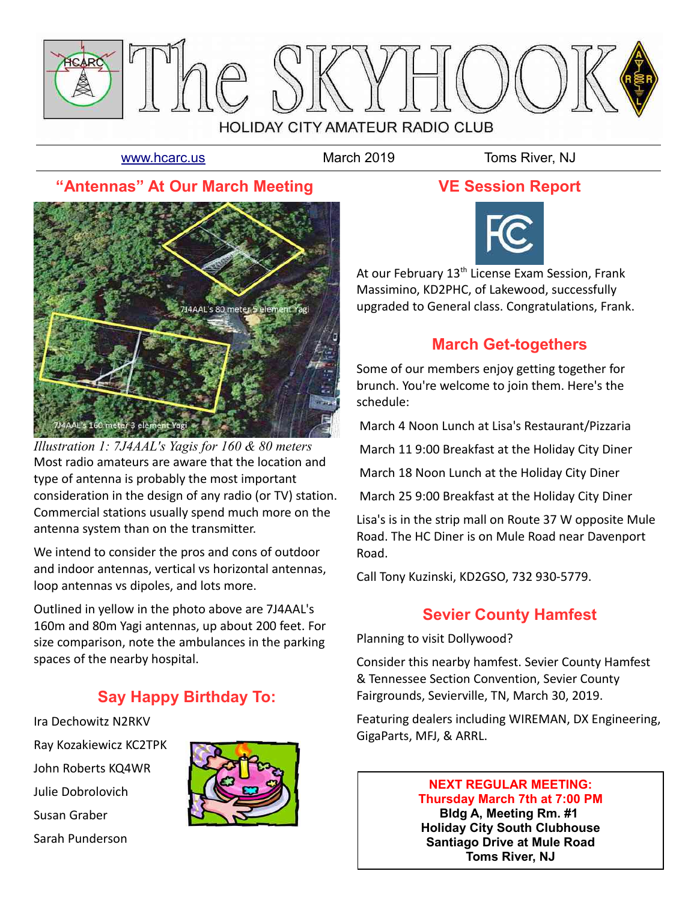# The SKYHOOK

HOLIDAY CITY AMATEUR RADIO CLUB

www.hcarc.us | March 2019 | Toms River, NJ

## "Antennas" At Our March Meeting

*Illustration 1: 7J4AAL's Yagis for 160 & 80 meters*

Most radio amateurs are aware that the location and type of antenna is probably the most important consideration in the design of any radio (or TV) station. Commercial stations usually spend much more on the antenna system than on the transmitter.

We intend to consider the pros and cons of outdoor and indoor antennas, vertical vs horizontal antennas, loop antennas vs dipoles, and lots more.

Outlined in yellow in the photo above are 7J4AAL's 160m and 80m Yagi antennas, up about 200 feet. For size comparison, note the ambulances in the parking spaces of the nearby hospital.

## Say Happy Birthday To:

Ira Dechowitz N2RKV

Ray Kozakiewicz KC2TPK

John Roberts KQ4WR

Julie Dobrolovich

Susan Graber

Sarah Punderson

## VE Session Report

At our February 13th License Exam Session, Frank Massimino, KD2PHC, of Lakewood, successfully upgraded to General class. Congratulations, Frank.

## March Get-togethers

Some of our members enjoy getting together for brunch. You're welcome to join them. Here's the schedule:

March 4 Noon Lunch at Lisa's Restaurant/Pizzaria

March 11 9:00 Breakfast at the Holiday City Diner

March 18 Noon Lunch at the Holiday City Diner

March 25 9:00 Breakfast at the Holiday City Diner

Lisa's is in the strip mall on Route 37 W opposite Mule Road. The HC Diner is on Mule Road near Davenport Road.

Call Tony Kuzinski, KD2GSO, 732 930-5779.

## Sevier County Hamfest

Planning to visit Dollywood?

Consider this nearby hamfest. Sevier County Hamfest & Tennessee Section Convention, Sevier County Fairgrounds, Sevierville, TN, March 30, 2019.

Featuring dealers including WIREMAN, DX Engineering, GigaParts, MFJ, & ARRL.

**NEXT REGULAR MEETING:**
**Thursday March 7th at 7:00 PM**
**Bldg A, Meeting Rm. #1**
**Holiday City South Clubhouse**
**Santiago Drive at Mule Road**
**Toms River, NJ**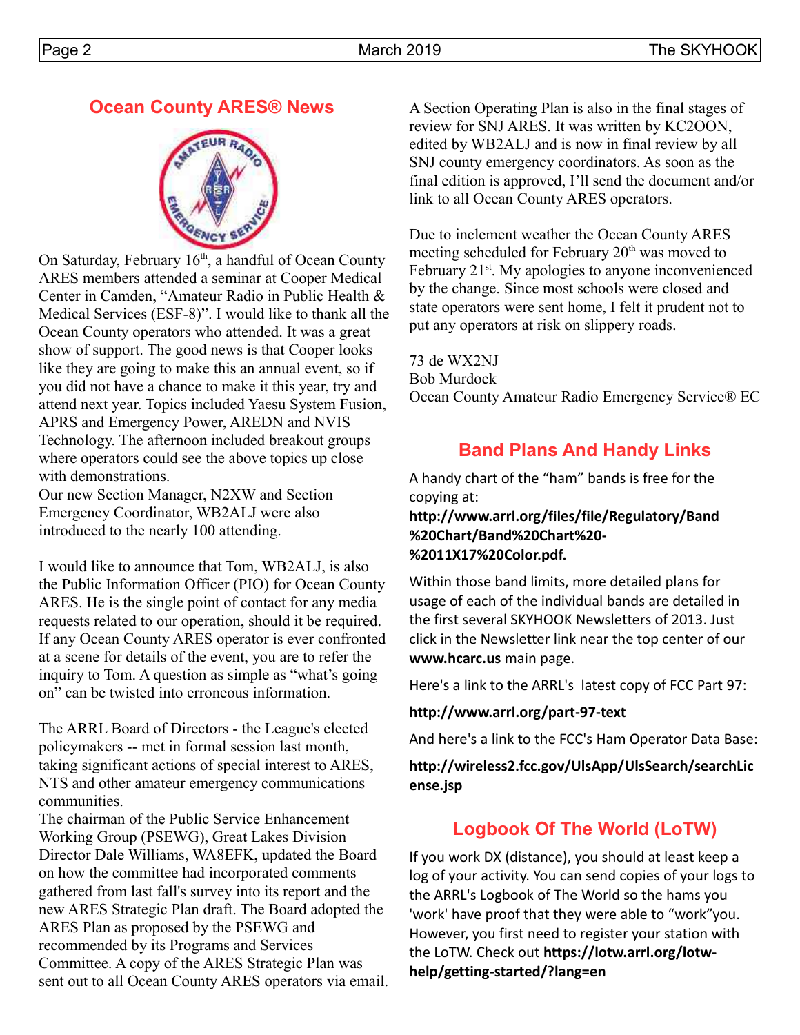## Ocean County ARES® News

On Saturday, February 16th, a handful of Ocean County ARES members attended a seminar at Cooper Medical Center in Camden, "Amateur Radio in Public Health & Medical Services (ESF-8)". I would like to thank all the Ocean County operators who attended. It was a great show of support. The good news is that Cooper looks like they are going to make this an annual event, so if you did not have a chance to make it this year, try and attend next year. Topics included Yaesu System Fusion, APRS and Emergency Power, AREDN and NVIS Technology. The afternoon included breakout groups where operators could see the above topics up close with demonstrations.

Our new Section Manager, N2XW and Section Emergency Coordinator, WB2ALJ were also introduced to the nearly 100 attending.

I would like to announce that Tom, WB2ALJ, is also the Public Information Officer (PIO) for Ocean County ARES. He is the single point of contact for any media requests related to our operation, should it be required. If any Ocean County ARES operator is ever confronted at a scene for details of the event, you are to refer the inquiry to Tom. A question as simple as "what's going on" can be twisted into erroneous information.

The ARRL Board of Directors - the League's elected policymakers -- met in formal session last month, taking significant actions of special interest to ARES, NTS and other amateur emergency communications communities.

The chairman of the Public Service Enhancement Working Group (PSEWG), Great Lakes Division Director Dale Williams, WA8EFK, updated the Board on how the committee had incorporated comments gathered from last fall's survey into its report and the new ARES Strategic Plan draft. The Board adopted the ARES Plan as proposed by the PSEWG and recommended by its Programs and Services Committee. A copy of the ARES Strategic Plan was sent out to all Ocean County ARES operators via email.

A Section Operating Plan is also in the final stages of review for SNJ ARES. It was written by KC2OON, edited by WB2ALJ and is now in final review by all SNJ county emergency coordinators. As soon as the final edition is approved, I'll send the document and/or link to all Ocean County ARES operators.

Due to inclement weather the Ocean County ARES meeting scheduled for February 20th was moved to February 21st. My apologies to anyone inconvenienced by the change. Since most schools were closed and state operators were sent home, I felt it prudent not to put any operators at risk on slippery roads.

73 de WX2NJ
Bob Murdock
Ocean County Amateur Radio Emergency Service® EC

## Band Plans And Handy Links

A handy chart of the "ham" bands is free for the copying at:

**http://www.arrl.org/files/file/Regulatory/Band%20Chart/Band%20Chart%20-%2011X17%20Color.pdf.**

Within those band limits, more detailed plans for usage of each of the individual bands are detailed in the first several SKYHOOK Newsletters of 2013. Just click in the Newsletter link near the top center of our **www.hcarc.us** main page.

Here's a link to the ARRL's latest copy of FCC Part 97:

**http://www.arrl.org/part-97-text**

And here's a link to the FCC's Ham Operator Data Base:

**http://wireless2.fcc.gov/UlsApp/UlsSearch/searchLicense.jsp**

## Logbook Of The World (LoTW)

If you work DX (distance), you should at least keep a log of your activity. You can send copies of your logs to the ARRL's Logbook of The World so the hams you 'work' have proof that they were able to "work"you. However, you first need to register your station with the LoTW. Check out **https://lotw.arrl.org/lotw-help/getting-started/?lang=en**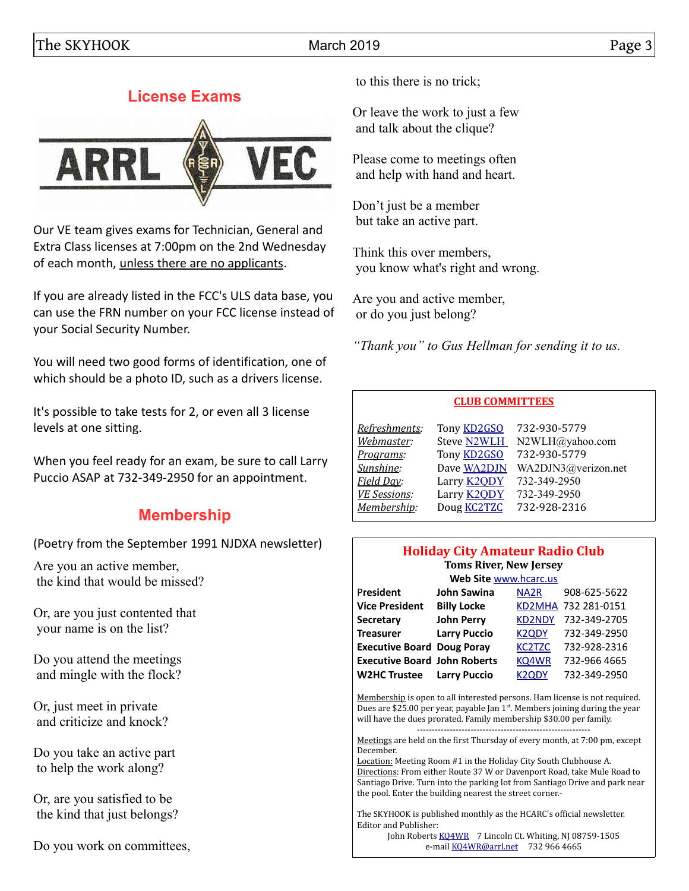## License Exams

Our VE team gives exams for Technician, General and Extra Class licenses at 7:00pm on the 2nd Wednesday of each month, unless there are no applicants.

If you are already listed in the FCC's ULS data base, you can use the FRN number on your FCC license instead of your Social Security Number.

You will need two good forms of identification, one of which should be a photo ID, such as a drivers license.

It's possible to take tests for 2, or even all 3 license levels at one sitting.

When you feel ready for an exam, be sure to call Larry Puccio ASAP at 732-349-2950 for an appointment.

## Membership

(Poetry from the September 1991 NJDXA newsletter)

Are you an active member,
the kind that would be missed?

Or, are you just contented that
your name is on the list?

Do you attend the meetings
and mingle with the flock?

Or, just meet in private
and criticize and knock?

Do you take an active part
to help the work along?

Or, are you satisfied to be
the kind that just belongs?

Do you work on committees,
to this there is no trick;

Or leave the work to just a few
and talk about the clique?

Please come to meetings often
and help with hand and heart.

Don't just be a member
but take an active part.

Think this over members,
you know what's right and wrong.

Are you and active member,
or do you just belong?

*"Thank you" to Gus Hellman for sending it to us.*

### CLUB COMMITTEES

| | | |
|---|---|---|
| *Refreshments:* | Tony KD2GSO | 732-930-5779 |
| *Webmaster:* | Steve N2WLH | N2WLH@yahoo.com |
| *Programs:* | Tony KD2GSO | 732-930-5779 |
| *Sunshine:* | Dave WA2DJN | WA2DJN3@verizon.net |
| *Field Day:* | Larry K2QDY | 732-349-2950 |
| *VE Sessions:* | Larry K2QDY | 732-349-2950 |
| *Membership:* | Doug KC2TZC | 732-928-2316 |

### Holiday City Amateur Radio Club

**Toms River, New Jersey**

**Web Site** www.hcarc.us

| | | | |
|---|---|---|---|
| **President** | **John Sawina** | NA2R | 908-625-5622 |
| **Vice President** | **Billy Locke** | KD2MHA | 732 281-0151 |
| **Secretary** | **John Perry** | KD2NDY | 732-349-2705 |
| **Treasurer** | **Larry Puccio** | K2QDY | 732-349-2950 |
| **Executive Board** | **Doug Poray** | KC2TZC | 732-928-2316 |
| **Executive Board** | **John Roberts** | KQ4WR | 732-966 4665 |
| **W2HC Trustee** | **Larry Puccio** | K2QDY | 732-349-2950 |

Membership is open to all interested persons. Ham license is not required. Dues are $25.00 per year, payable Jan 1st. Members joining during the year will have the dues prorated. Family membership $30.00 per family.

---

Meetings are held on the first Thursday of every month, at 7:00 pm, except December.
Location: Meeting Room #1 in the Holiday City South Clubhouse A.
Directions: From either Route 37 W or Davenport Road, take Mule Road to Santiago Drive. Turn into the parking lot from Santiago Drive and park near the pool. Enter the building nearest the street corner.-

The SKYHOOK is published monthly as the HCARC's official newsletter.
Editor and Publisher:
John Roberts KQ4WR 7 Lincoln Ct. Whiting, NJ 08759-1505
e-mail KQ4WR@arrl.net 732 966 4665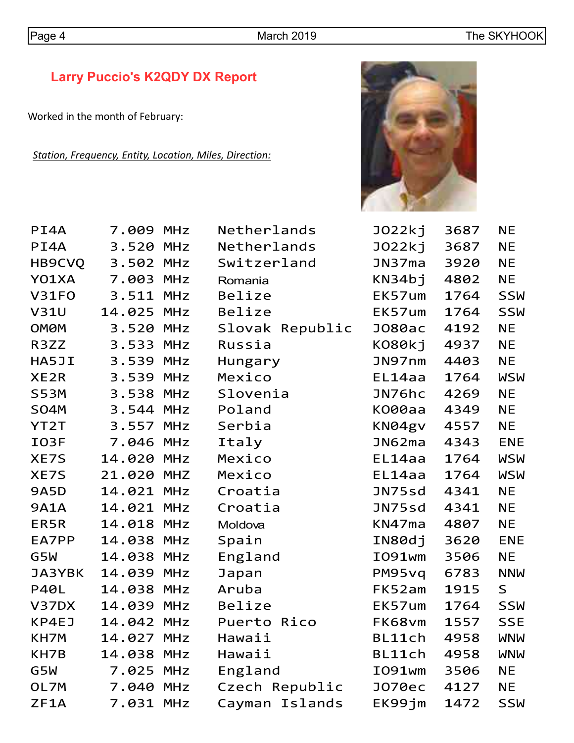## Larry Puccio's K2QDY DX Report

Worked in the month of February:

*Station, Frequency, Entity, Location, Miles, Direction:*

| Station | Frequency | Entity | Location | Miles | Direction |
|---|---|---|---|---|---|
| PI4A | 7.009 MHz | Netherlands | JO22kj | 3687 | NE |
| PI4A | 3.520 MHz | Netherlands | JO22kj | 3687 | NE |
| HB9CVQ | 3.502 MHz | Switzerland | JN37ma | 3920 | NE |
| YO1XA | 7.003 MHz | Romania | KN34bj | 4802 | NE |
| V31FO | 3.511 MHz | Belize | EK57um | 1764 | SSW |
| V31U | 14.025 MHz | Belize | EK57um | 1764 | SSW |
| OM0M | 3.520 MHz | Slovak Republic | JO80ac | 4192 | NE |
| R3ZZ | 3.533 MHz | Russia | KO80kj | 4937 | NE |
| HA5JI | 3.539 MHz | Hungary | JN97nm | 4403 | NE |
| XE2R | 3.539 MHz | Mexico | EL14aa | 1764 | WSW |
| S53M | 3.538 MHz | Slovenia | JN76hc | 4269 | NE |
| SO4M | 3.544 MHz | Poland | KO00aa | 4349 | NE |
| YT2T | 3.557 MHz | Serbia | KN04gv | 4557 | NE |
| IO3F | 7.046 MHz | Italy | JN62ma | 4343 | ENE |
| XE7S | 14.020 MHz | Mexico | EL14aa | 1764 | WSW |
| XE7S | 21.020 MHZ | Mexico | EL14aa | 1764 | WSW |
| 9A5D | 14.021 MHz | Croatia | JN75sd | 4341 | NE |
| 9A1A | 14.021 MHz | Croatia | JN75sd | 4341 | NE |
| ER5R | 14.018 MHz | Moldova | KN47ma | 4807 | NE |
| EA7PP | 14.038 MHz | Spain | IN80dj | 3620 | ENE |
| G5W | 14.038 MHz | England | IO91wm | 3506 | NE |
| JA3YBK | 14.039 MHz | Japan | PM95vq | 6783 | NNW |
| P40L | 14.038 MHz | Aruba | FK52am | 1915 | S |
| V37DX | 14.039 MHz | Belize | EK57um | 1764 | SSW |
| KP4EJ | 14.042 MHz | Puerto Rico | FK68vm | 1557 | SSE |
| KH7M | 14.027 MHz | Hawaii | BL11ch | 4958 | WNW |
| KH7B | 14.038 MHz | Hawaii | BL11ch | 4958 | WNW |
| G5W | 7.025 MHz | England | IO91wm | 3506 | NE |
| OL7M | 7.040 MHz | Czech Republic | JO70ec | 4127 | NE |
| ZF1A | 7.031 MHz | Cayman Islands | EK99jm | 1472 | SSW |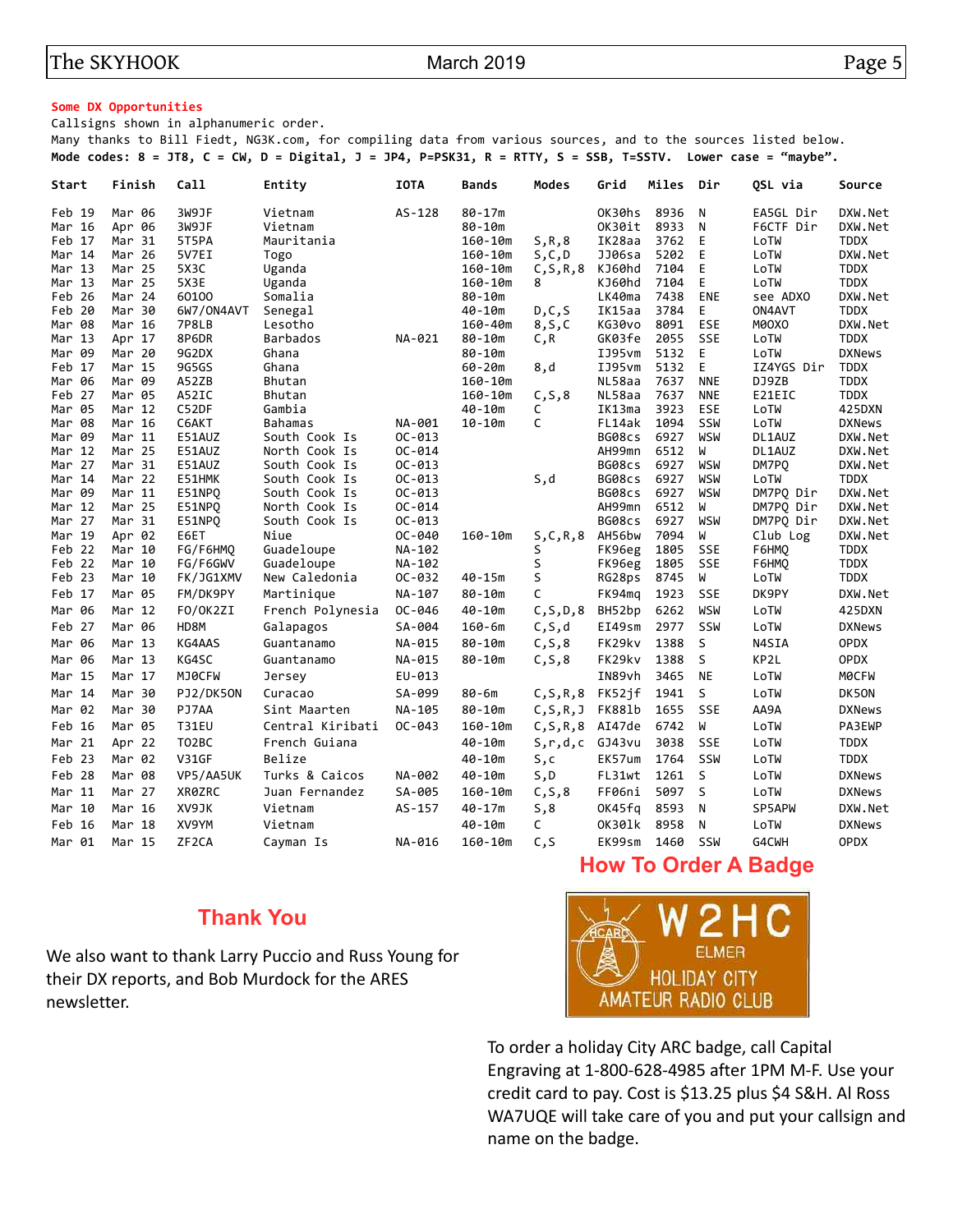**Some DX Opportunities**

Callsigns shown in alphanumeric order.

Many thanks to Bill Fiedt, NG3K.com, for compiling data from various sources, and to the sources listed below.

**Mode codes: 8 = JT8, C = CW, D = Digital, J = JP4, P=PSK31, R = RTTY, S = SSB, T=SSTV. Lower case = "maybe".**

| Start | Finish | Call | Entity | IOTA | Bands | Modes | Grid | Miles | Dir | QSL via | Source |
|---|---|---|---|---|---|---|---|---|---|---|---|
| Feb 19 | Mar 06 | 3W9JF | Vietnam | AS-128 | 80-17m | | OK30hs | 8936 | N | EA5GL Dir | DXW.Net |
| Mar 16 | Apr 06 | 3W9JF | Vietnam | | 80-10m | | OK30it | 8933 | N | F6CTF Dir | DXW.Net |
| Feb 17 | Mar 31 | 5T5PA | Mauritania | | 160-10m | S,R,8 | IK28aa | 3762 | E | LoTW | TDDX |
| Mar 14 | Mar 26 | 5V7EI | Togo | | 160-10m | S,C,D | JJ06sa | 5202 | E | LoTW | DXW.Net |
| Mar 13 | Mar 25 | 5X3C | Uganda | | 160-10m | C,S,R,8 | KJ60hd | 7104 | E | LoTW | TDDX |
| Mar 13 | Mar 25 | 5X3E | Uganda | | 160-10m | 8 | KJ60hd | 7104 | E | LoTW | TDDX |
| Feb 26 | Mar 24 | 6O1OO | Somalia | | 80-10m | | LK40ma | 7438 | ENE | see ADXO | DXW.Net |
| Feb 20 | Mar 30 | 6W7/ON4AVT | Senegal | | 40-10m | D,C,S | IK15aa | 3784 | E | ON4AVT | TDDX |
| Mar 08 | Mar 16 | 7P8LB | Lesotho | | 160-40m | 8,S,C | KG30vo | 8091 | ESE | M0OXO | DXW.Net |
| Mar 13 | Apr 17 | 8P6DR | Barbados | NA-021 | 80-10m | C,R | GK03fe | 2055 | SSE | LoTW | TDDX |
| Mar 09 | Mar 20 | 9G2DX | Ghana | | 80-10m | | IJ95vm | 5132 | E | LoTW | DXNews |
| Feb 17 | Mar 15 | 9G5GS | Ghana | | 60-20m | 8,d | IJ95vm | 5132 | E | IZ4YGS Dir | TDDX |
| Mar 06 | Mar 09 | A52ZB | Bhutan | | 160-10m | | NL58aa | 7637 | NNE | DJ9ZB | TDDX |
| Feb 27 | Mar 05 | A52IC | Bhutan | | 160-10m | C,S,8 | NL58aa | 7637 | NNE | E21EIC | TDDX |
| Mar 05 | Mar 12 | C52DF | Gambia | | 40-10m | C | IK13ma | 3923 | ESE | LoTW | 425DXN |
| Mar 08 | Mar 16 | C6AKT | Bahamas | NA-001 | 10-10m | C | FL14ak | 1094 | SSW | LoTW | DXNews |
| Mar 09 | Mar 11 | E51AUZ | South Cook Is | OC-013 | | | BG08cs | 6927 | WSW | DL1AUZ | DXW.Net |
| Mar 12 | Mar 25 | E51AUZ | North Cook Is | OC-014 | | | AH99mn | 6512 | W | DL1AUZ | DXW.Net |
| Mar 27 | Mar 31 | E51AUZ | South Cook Is | OC-013 | | | BG08cs | 6927 | WSW | DM7PQ | DXW.Net |
| Mar 14 | Mar 22 | E51HMK | South Cook Is | OC-013 | | S,d | BG08cs | 6927 | WSW | LoTW | TDDX |
| Mar 09 | Mar 11 | E51NPQ | South Cook Is | OC-013 | | | BG08cs | 6927 | WSW | DM7PQ Dir | DXW.Net |
| Mar 12 | Mar 25 | E51NPQ | North Cook Is | OC-014 | | | AH99mn | 6512 | W | DM7PQ Dir | DXW.Net |
| Mar 27 | Mar 31 | E51NPQ | South Cook Is | OC-013 | | | BG08cs | 6927 | WSW | DM7PQ Dir | DXW.Net |
| Mar 19 | Apr 02 | E6ET | Niue | OC-040 | 160-10m | S,C,R,8 | AH56bw | 7094 | W | Club Log | DXW.Net |
| Feb 22 | Mar 10 | FG/F6HMQ | Guadeloupe | NA-102 | | S | FK96eg | 1805 | SSE | F6HMQ | TDDX |
| Feb 22 | Mar 10 | FG/F6GWV | Guadeloupe | NA-102 | | S | FK96eg | 1805 | SSE | F6HMQ | TDDX |
| Feb 23 | Mar 10 | FK/JG1XMV | New Caledonia | OC-032 | 40-15m | S | RG28ps | 8745 | W | LoTW | TDDX |
| Feb 17 | Mar 05 | FM/DK9PY | Martinique | NA-107 | 80-10m | C | FK94mq | 1923 | SSE | DK9PY | DXW.Net |
| Mar 06 | Mar 12 | FO/OK2ZI | French Polynesia | OC-046 | 40-10m | C,S,D,8 | BH52bp | 6262 | WSW | LoTW | 425DXN |
| Feb 27 | Mar 06 | HD8M | Galapagos | SA-004 | 160-6m | C,S,d | EI49sm | 2977 | SSW | LoTW | DXNews |
| Mar 06 | Mar 13 | KG4AAS | Guantanamo | NA-015 | 80-10m | C,S,8 | FK29kv | 1388 | S | N4SIA | OPDX |
| Mar 06 | Mar 13 | KG4SC | Guantanamo | NA-015 | 80-10m | C,S,8 | FK29kv | 1388 | S | KP2L | OPDX |
| Mar 15 | Mar 17 | MJ0CFW | Jersey | EU-013 | | | IN89vh | 3465 | NE | LoTW | M0CFW |
| Mar 14 | Mar 30 | PJ2/DK5ON | Curacao | SA-099 | 80-6m | C,S,R,8 | FK52jf | 1941 | S | LoTW | DK5ON |
| Mar 02 | Mar 30 | PJ7AA | Sint Maarten | NA-105 | 80-10m | C,S,R,J | FK88lb | 1655 | SSE | AA9A | DXNews |
| Feb 16 | Mar 05 | T31EU | Central Kiribati | OC-043 | 160-10m | C,S,R,8 | AI47de | 6742 | W | LoTW | PA3EWP |
| Mar 21 | Apr 22 | TO2BC | French Guiana | | 40-10m | S,r,d,c | GJ43vu | 3038 | SSE | LoTW | TDDX |
| Feb 23 | Mar 02 | V31GF | Belize | | 40-10m | S,c | EK57um | 1764 | SSW | LoTW | TDDX |
| Feb 28 | Mar 08 | VP5/AA5UK | Turks & Caicos | NA-002 | 40-10m | S,D | FL31wt | 1261 | S | LoTW | DXNews |
| Mar 11 | Mar 27 | XR0ZRC | Juan Fernandez | SA-005 | 160-10m | C,S,8 | FF06ni | 5097 | S | LoTW | DXNews |
| Mar 10 | Mar 16 | XV9JK | Vietnam | AS-157 | 40-17m | S,8 | OK45fq | 8593 | N | SP5APW | DXW.Net |
| Feb 16 | Mar 18 | XV9YM | Vietnam | | 40-10m | C | OK30lk | 8958 | N | LoTW | DXNews |
| Mar 01 | Mar 15 | ZF2CA | Cayman Is | NA-016 | 160-10m | C,S | EK99sm | 1460 | SSW | G4CWH | OPDX |

## Thank You

We also want to thank Larry Puccio and Russ Young for their DX reports, and Bob Murdock for the ARES newsletter.

## How To Order A Badge

W2HC
ELMER
HOLIDAY CITY
AMATEUR RADIO CLUB

To order a holiday City ARC badge, call Capital Engraving at 1-800-628-4985 after 1PM M-F. Use your credit card to pay. Cost is $13.25 plus $4 S&H. Al Ross WA7UQE will take care of you and put your callsign and name on the badge.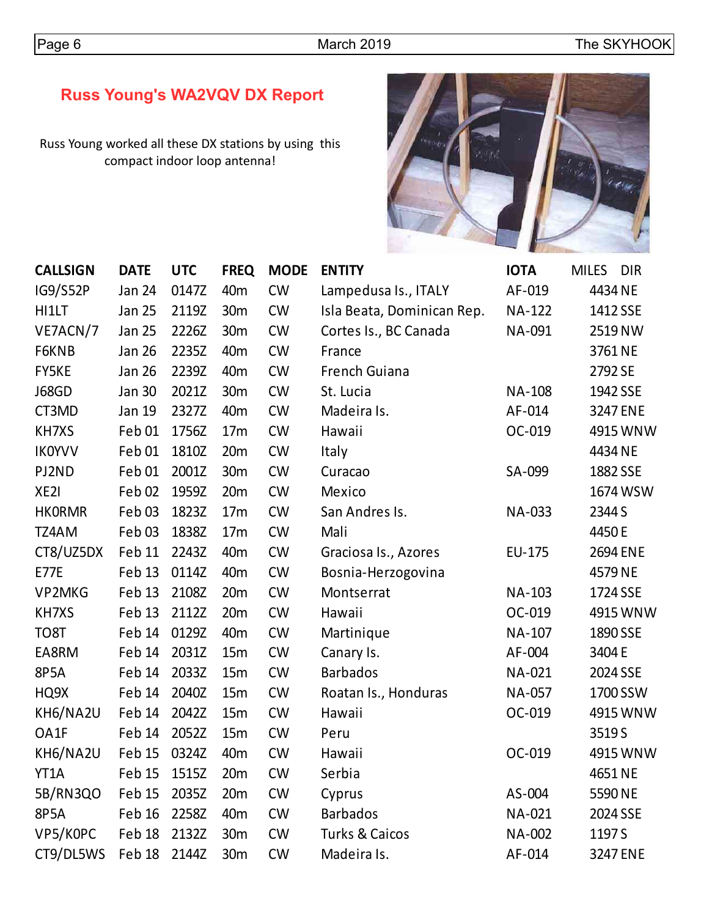## Russ Young's WA2VQV DX Report

Russ Young worked all these DX stations by using this compact indoor loop antenna!

| CALLSIGN | DATE | UTC | FREQ | MODE | ENTITY | IOTA | MILES | DIR |
|---|---|---|---|---|---|---|---|---|
| IG9/S52P | Jan 24 | 0147Z | 40m | CW | Lampedusa Is., ITALY | AF-019 | 4434 | NE |
| HI1LT | Jan 25 | 2119Z | 30m | CW | Isla Beata, Dominican Rep. | NA-122 | 1412 | SSE |
| VE7ACN/7 | Jan 25 | 2226Z | 30m | CW | Cortes Is., BC Canada | NA-091 | 2519 | NW |
| F6KNB | Jan 26 | 2235Z | 40m | CW | France | | 3761 | NE |
| FY5KE | Jan 26 | 2239Z | 40m | CW | French Guiana | | 2792 | SE |
| J68GD | Jan 30 | 2021Z | 30m | CW | St. Lucia | NA-108 | 1942 | SSE |
| CT3MD | Jan 19 | 2327Z | 40m | CW | Madeira Is. | AF-014 | 3247 | ENE |
| KH7XS | Feb 01 | 1756Z | 17m | CW | Hawaii | OC-019 | 4915 | WNW |
| IK0YVV | Feb 01 | 1810Z | 20m | CW | Italy | | 4434 | NE |
| PJ2ND | Feb 01 | 2001Z | 30m | CW | Curacao | SA-099 | 1882 | SSE |
| XE2I | Feb 02 | 1959Z | 20m | CW | Mexico | | 1674 | WSW |
| HK0RMR | Feb 03 | 1823Z | 17m | CW | San Andres Is. | NA-033 | 2344 | S |
| TZ4AM | Feb 03 | 1838Z | 17m | CW | Mali | | 4450 | E |
| CT8/UZ5DX | Feb 11 | 2243Z | 40m | CW | Graciosa Is., Azores | EU-175 | 2694 | ENE |
| E77E | Feb 13 | 0114Z | 40m | CW | Bosnia-Herzogovina | | 4579 | NE |
| VP2MKG | Feb 13 | 2108Z | 20m | CW | Montserrat | NA-103 | 1724 | SSE |
| KH7XS | Feb 13 | 2112Z | 20m | CW | Hawaii | OC-019 | 4915 | WNW |
| TO8T | Feb 14 | 0129Z | 40m | CW | Martinique | NA-107 | 1890 | SSE |
| EA8RM | Feb 14 | 2031Z | 15m | CW | Canary Is. | AF-004 | 3404 | E |
| 8P5A | Feb 14 | 2033Z | 15m | CW | Barbados | NA-021 | 2024 | SSE |
| HQ9X | Feb 14 | 2040Z | 15m | CW | Roatan Is., Honduras | NA-057 | 1700 | SSW |
| KH6/NA2U | Feb 14 | 2042Z | 15m | CW | Hawaii | OC-019 | 4915 | WNW |
| OA1F | Feb 14 | 2052Z | 15m | CW | Peru | | 3519 | S |
| KH6/NA2U | Feb 15 | 0324Z | 40m | CW | Hawaii | OC-019 | 4915 | WNW |
| YT1A | Feb 15 | 1515Z | 20m | CW | Serbia | | 4651 | NE |
| 5B/RN3QO | Feb 15 | 2035Z | 20m | CW | Cyprus | AS-004 | 5590 | NE |
| 8P5A | Feb 16 | 2258Z | 40m | CW | Barbados | NA-021 | 2024 | SSE |
| VP5/K0PC | Feb 18 | 2132Z | 30m | CW | Turks & Caicos | NA-002 | 1197 | S |
| CT9/DL5WS | Feb 18 | 2144Z | 30m | CW | Madeira Is. | AF-014 | 3247 | ENE |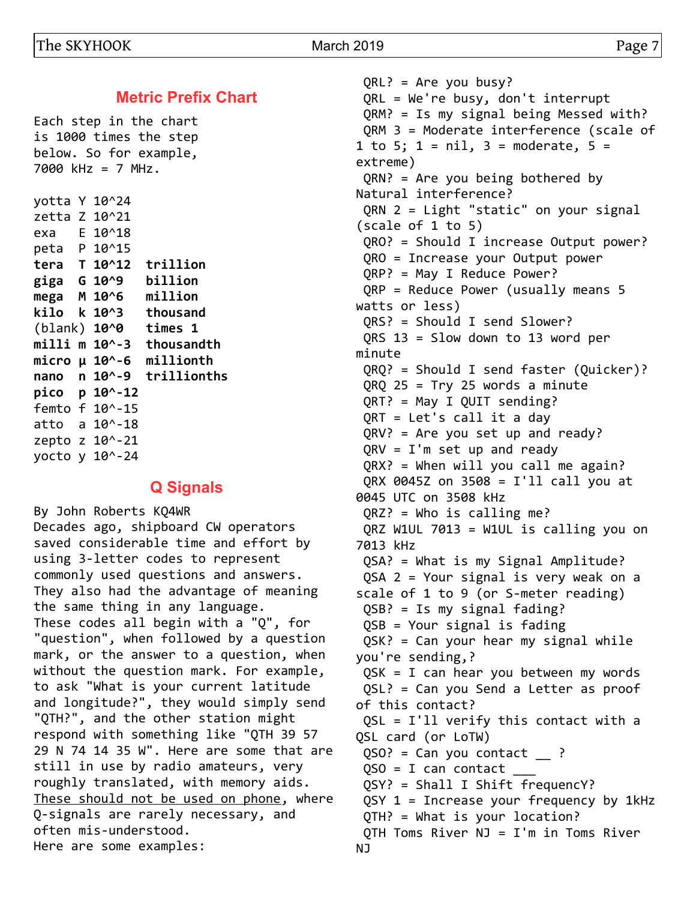## Metric Prefix Chart

Each step in the chart is 1000 times the step below. So for example, 7000 kHz = 7 MHz.

```
yotta Y 10^24
zetta Z 10^21
exa   E 10^18
peta  P 10^15
tera  T 10^12  trillion
giga  G 10^9   billion
mega  M 10^6   million
kilo  k 10^3   thousand
(blank) 10^0   times 1
milli m 10^-3  thousandth
micro µ 10^-6  millionth
nano  n 10^-9  trillionths
pico  p 10^-12
femto f 10^-15
atto  a 10^-18
zepto z 10^-21
yocto y 10^-24
```

## Q Signals

By John Roberts KQ4WR

Decades ago, shipboard CW operators saved considerable time and effort by using 3-letter codes to represent commonly used questions and answers. They also had the advantage of meaning the same thing in any language.

These codes all begin with a "Q", for "question", when followed by a question mark, or the answer to a question, when without the question mark. For example, to ask "What is your current latitude and longitude?", they would simply send "QTH?", and the other station might respond with something like "QTH 39 57 29 N 74 14 35 W". Here are some that are still in use by radio amateurs, very roughly translated, with memory aids. <u>These should not be used on phone</u>, where Q-signals are rarely necessary, and often mis-understood.

Here are some examples:

QRL? = Are you busy?
QRL = We're busy, don't interrupt
QRM? = Is my signal being Messed with?
QRM 3 = Moderate interference (scale of 1 to 5; 1 = nil, 3 = moderate, 5 = extreme)
QRN? = Are you being bothered by Natural interference?
QRN 2 = Light "static" on your signal (scale of 1 to 5)
QRO? = Should I increase Output power?
QRO = Increase your Output power
QRP? = May I Reduce Power?
QRP = Reduce Power (usually means 5 watts or less)
QRS? = Should I send Slower?
QRS 13 = Slow down to 13 word per minute
QRQ? = Should I send faster (Quicker)?
QRQ 25 = Try 25 words a minute
QRT? = May I QUIT sending?
QRT = Let's call it a day
QRV? = Are you set up and ready?
QRV = I'm set up and ready
QRX? = When will you call me again?
QRX 0045Z on 3508 = I'll call you at 0045 UTC on 3508 kHz
QRZ? = Who is calling me?
QRZ W1UL 7013 = W1UL is calling you on 7013 kHz
QSA? = What is my Signal Amplitude?
QSA 2 = Your signal is very weak on a scale of 1 to 9 (or S-meter reading)
QSB? = Is my signal fading?
QSB = Your signal is fading
QSK? = Can your hear my signal while you're sending,?
QSK = I can hear you between my words
QSL? = Can you Send a Letter as proof of this contact?
QSL = I'll verify this contact with a QSL card (or LoTW)
QSO? = Can you contact __ ?
QSO = I can contact ___
QSY? = Shall I Shift frequencY?
QSY 1 = Increase your frequency by 1kHz
QTH? = What is your location?
QTH Toms River NJ = I'm in Toms River NJ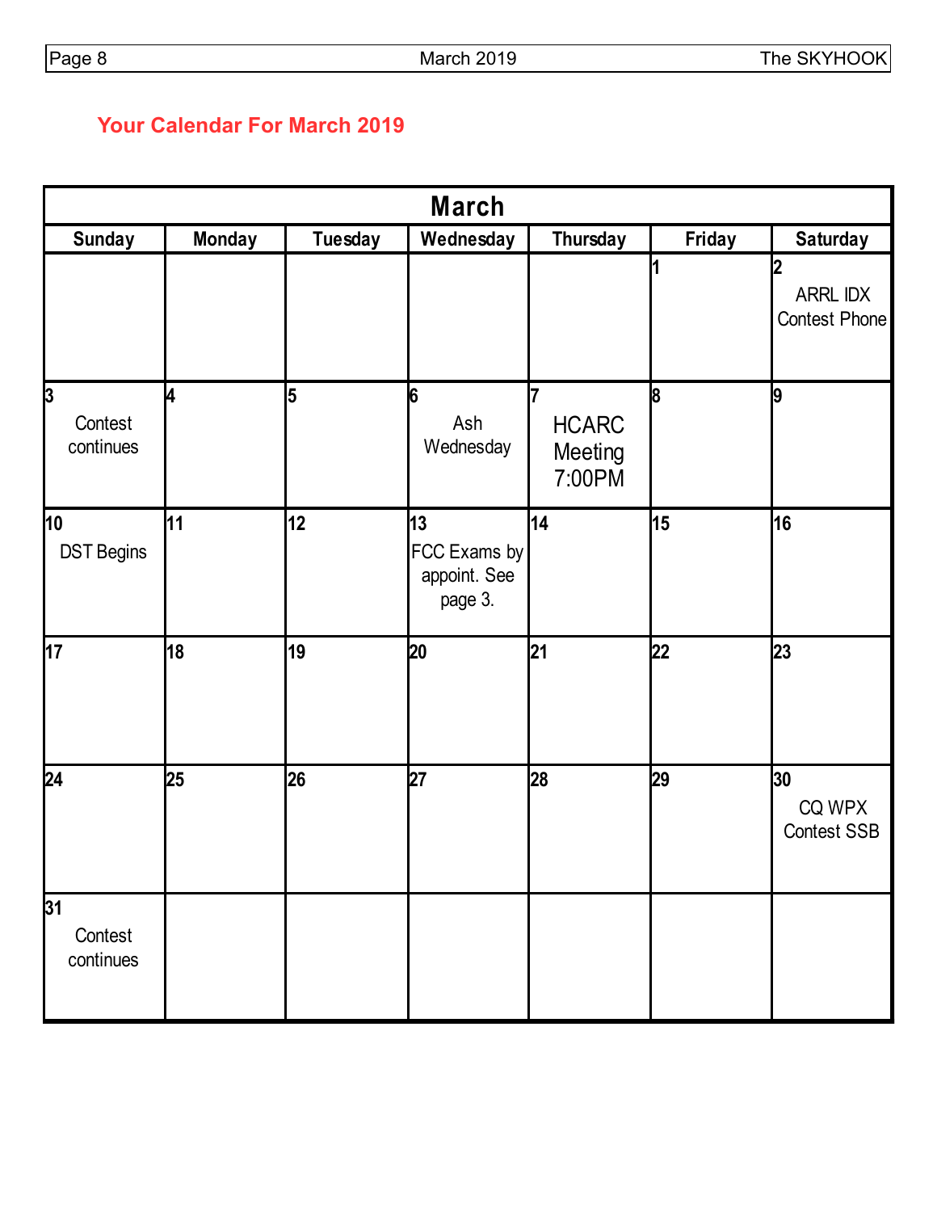## Your Calendar For March 2019

| March | | | | | | |
|---|---|---|---|---|---|---|
| **Sunday** | **Monday** | **Tuesday** | **Wednesday** | **Thursday** | **Friday** | **Saturday** |
| | | | | | 1 | 2 ARRL IDX Contest Phone |
| 3 Contest continues | 4 | 5 | 6 Ash Wednesday | 7 HCARC Meeting 7:00PM | 8 | 9 |
| 10 DST Begins | 11 | 12 | 13 FCC Exams by appoint. See page 3. | 14 | 15 | 16 |
| 17 | 18 | 19 | 20 | 21 | 22 | 23 |
| 24 | 25 | 26 | 27 | 28 | 29 | 30 CQ WPX Contest SSB |
| 31 Contest continues | | | | | | |